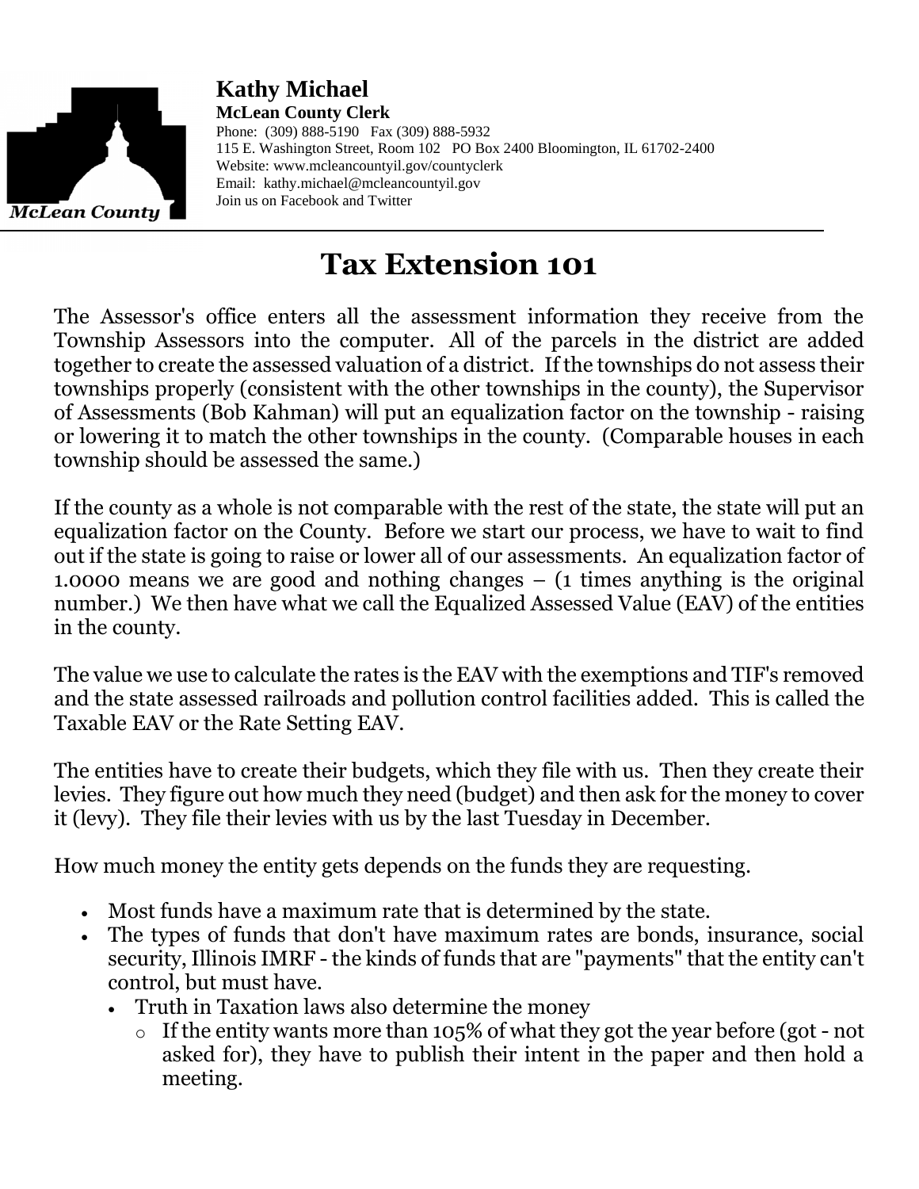**Kathy Michael**
**McLean County Clerk**
Phone: (309) 888-5190 Fax (309) 888-5932
115 E. Washington Street, Room 102 PO Box 2400 Bloomington, IL 61702-2400
Website: www.mcleancountyil.gov/countyclerk
Email: kathy.michael@mcleancountyil.gov
Join us on Facebook and Twitter

# Tax Extension 101

The Assessor's office enters all the assessment information they receive from the Township Assessors into the computer. All of the parcels in the district are added together to create the assessed valuation of a district. If the townships do not assess their townships properly (consistent with the other townships in the county), the Supervisor of Assessments (Bob Kahman) will put an equalization factor on the township - raising or lowering it to match the other townships in the county. (Comparable houses in each township should be assessed the same.)

If the county as a whole is not comparable with the rest of the state, the state will put an equalization factor on the County. Before we start our process, we have to wait to find out if the state is going to raise or lower all of our assessments. An equalization factor of 1.0000 means we are good and nothing changes – (1 times anything is the original number.) We then have what we call the Equalized Assessed Value (EAV) of the entities in the county.

The value we use to calculate the rates is the EAV with the exemptions and TIF's removed and the state assessed railroads and pollution control facilities added. This is called the Taxable EAV or the Rate Setting EAV.

The entities have to create their budgets, which they file with us. Then they create their levies. They figure out how much they need (budget) and then ask for the money to cover it (levy). They file their levies with us by the last Tuesday in December.

How much money the entity gets depends on the funds they are requesting.

- Most funds have a maximum rate that is determined by the state.
- The types of funds that don't have maximum rates are bonds, insurance, social security, Illinois IMRF - the kinds of funds that are "payments" that the entity can't control, but must have.
  - Truth in Taxation laws also determine the money
    - If the entity wants more than 105% of what they got the year before (got - not asked for), they have to publish their intent in the paper and then hold a meeting.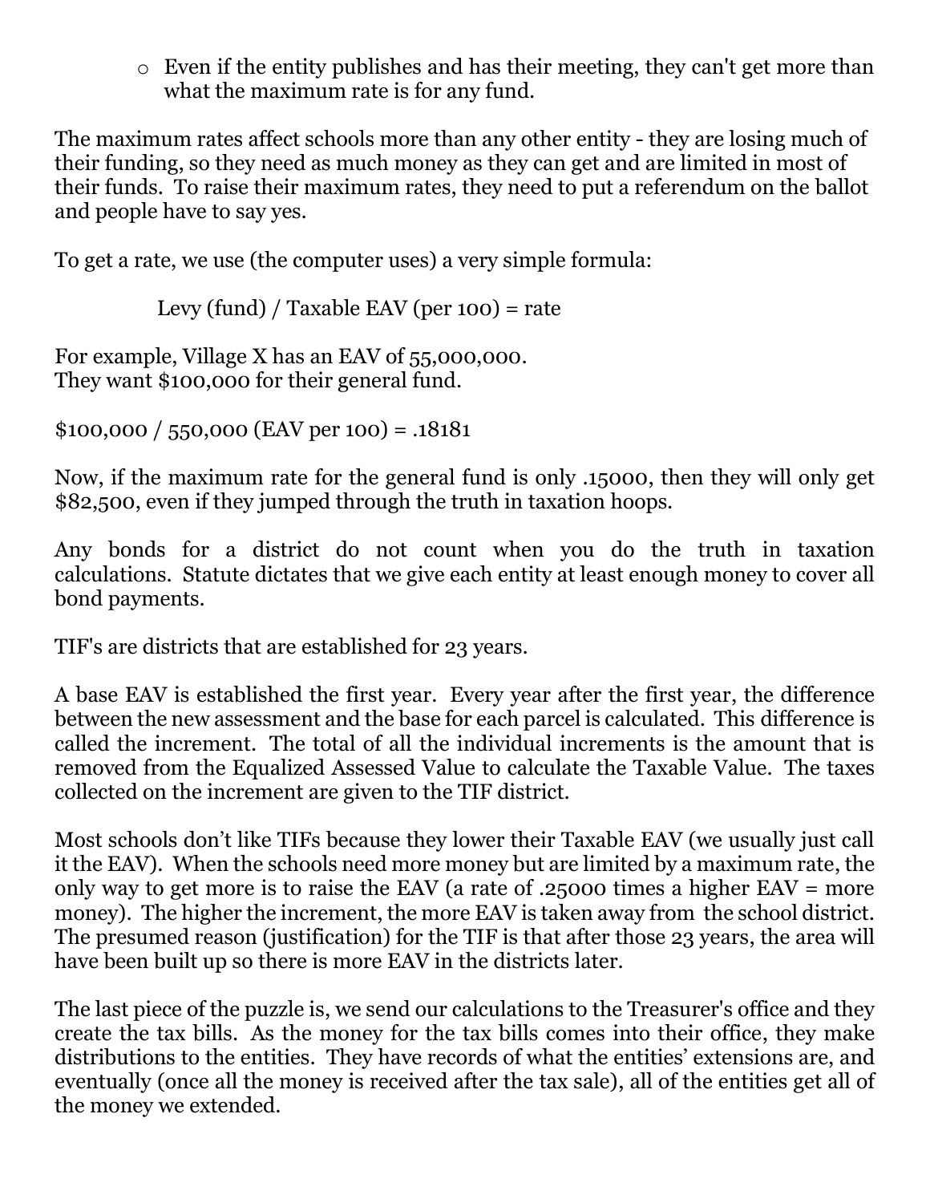- Even if the entity publishes and has their meeting, they can't get more than what the maximum rate is for any fund.

The maximum rates affect schools more than any other entity - they are losing much of their funding, so they need as much money as they can get and are limited in most of their funds. To raise their maximum rates, they need to put a referendum on the ballot and people have to say yes.

To get a rate, we use (the computer uses) a very simple formula:

Levy (fund) / Taxable EAV (per 100) = rate

For example, Village X has an EAV of 55,000,000.
They want $100,000 for their general fund.

$100,000 / 550,000 (EAV per 100) = .18181

Now, if the maximum rate for the general fund is only .15000, then they will only get $82,500, even if they jumped through the truth in taxation hoops.

Any bonds for a district do not count when you do the truth in taxation calculations. Statute dictates that we give each entity at least enough money to cover all bond payments.

TIF's are districts that are established for 23 years.

A base EAV is established the first year. Every year after the first year, the difference between the new assessment and the base for each parcel is calculated. This difference is called the increment. The total of all the individual increments is the amount that is removed from the Equalized Assessed Value to calculate the Taxable Value. The taxes collected on the increment are given to the TIF district.

Most schools don't like TIFs because they lower their Taxable EAV (we usually just call it the EAV). When the schools need more money but are limited by a maximum rate, the only way to get more is to raise the EAV (a rate of .25000 times a higher EAV = more money). The higher the increment, the more EAV is taken away from the school district. The presumed reason (justification) for the TIF is that after those 23 years, the area will have been built up so there is more EAV in the districts later.

The last piece of the puzzle is, we send our calculations to the Treasurer's office and they create the tax bills. As the money for the tax bills comes into their office, they make distributions to the entities. They have records of what the entities' extensions are, and eventually (once all the money is received after the tax sale), all of the entities get all of the money we extended.